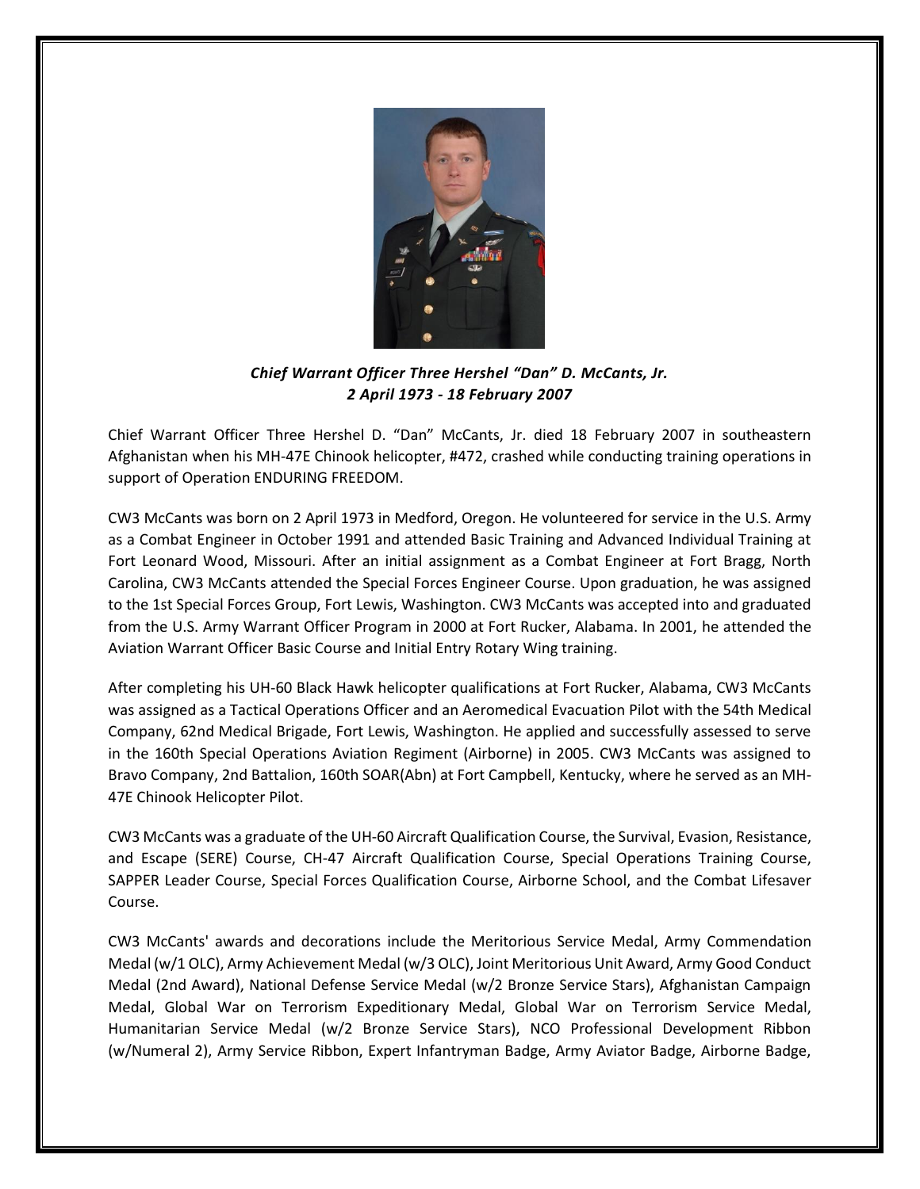***Chief Warrant Officer Three Hershel "Dan" D. McCants, Jr.***
***2 April 1973 - 18 February 2007***

Chief Warrant Officer Three Hershel D. "Dan" McCants, Jr. died 18 February 2007 in southeastern Afghanistan when his MH-47E Chinook helicopter, #472, crashed while conducting training operations in support of Operation ENDURING FREEDOM.

CW3 McCants was born on 2 April 1973 in Medford, Oregon. He volunteered for service in the U.S. Army as a Combat Engineer in October 1991 and attended Basic Training and Advanced Individual Training at Fort Leonard Wood, Missouri. After an initial assignment as a Combat Engineer at Fort Bragg, North Carolina, CW3 McCants attended the Special Forces Engineer Course. Upon graduation, he was assigned to the 1st Special Forces Group, Fort Lewis, Washington. CW3 McCants was accepted into and graduated from the U.S. Army Warrant Officer Program in 2000 at Fort Rucker, Alabama. In 2001, he attended the Aviation Warrant Officer Basic Course and Initial Entry Rotary Wing training.

After completing his UH-60 Black Hawk helicopter qualifications at Fort Rucker, Alabama, CW3 McCants was assigned as a Tactical Operations Officer and an Aeromedical Evacuation Pilot with the 54th Medical Company, 62nd Medical Brigade, Fort Lewis, Washington. He applied and successfully assessed to serve in the 160th Special Operations Aviation Regiment (Airborne) in 2005. CW3 McCants was assigned to Bravo Company, 2nd Battalion, 160th SOAR(Abn) at Fort Campbell, Kentucky, where he served as an MH-47E Chinook Helicopter Pilot.

CW3 McCants was a graduate of the UH-60 Aircraft Qualification Course, the Survival, Evasion, Resistance, and Escape (SERE) Course, CH-47 Aircraft Qualification Course, Special Operations Training Course, SAPPER Leader Course, Special Forces Qualification Course, Airborne School, and the Combat Lifesaver Course.

CW3 McCants' awards and decorations include the Meritorious Service Medal, Army Commendation Medal (w/1 OLC), Army Achievement Medal (w/3 OLC), Joint Meritorious Unit Award, Army Good Conduct Medal (2nd Award), National Defense Service Medal (w/2 Bronze Service Stars), Afghanistan Campaign Medal, Global War on Terrorism Expeditionary Medal, Global War on Terrorism Service Medal, Humanitarian Service Medal (w/2 Bronze Service Stars), NCO Professional Development Ribbon (w/Numeral 2), Army Service Ribbon, Expert Infantryman Badge, Army Aviator Badge, Airborne Badge,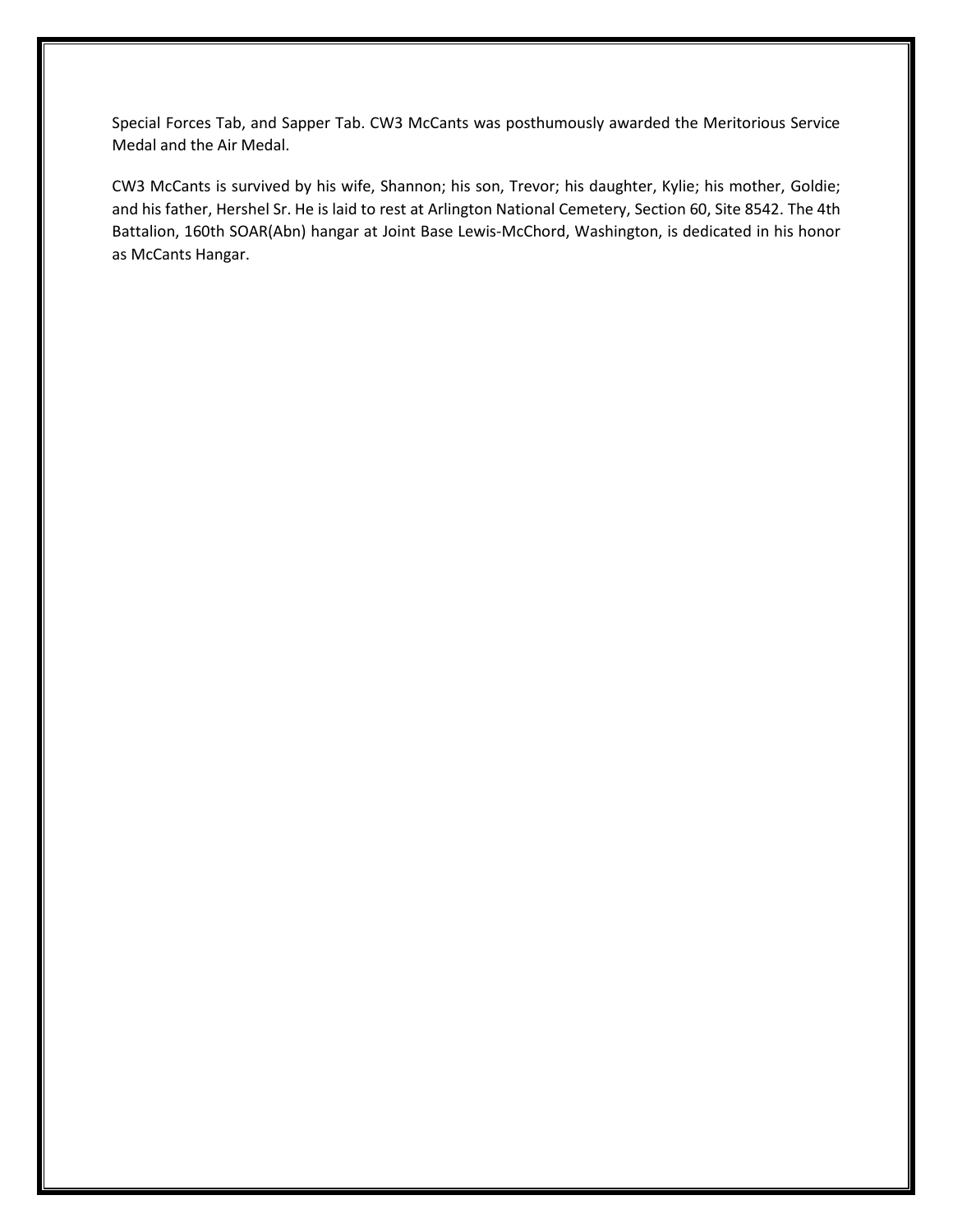Special Forces Tab, and Sapper Tab. CW3 McCants was posthumously awarded the Meritorious Service Medal and the Air Medal.

CW3 McCants is survived by his wife, Shannon; his son, Trevor; his daughter, Kylie; his mother, Goldie; and his father, Hershel Sr. He is laid to rest at Arlington National Cemetery, Section 60, Site 8542. The 4th Battalion, 160th SOAR(Abn) hangar at Joint Base Lewis-McChord, Washington, is dedicated in his honor as McCants Hangar.